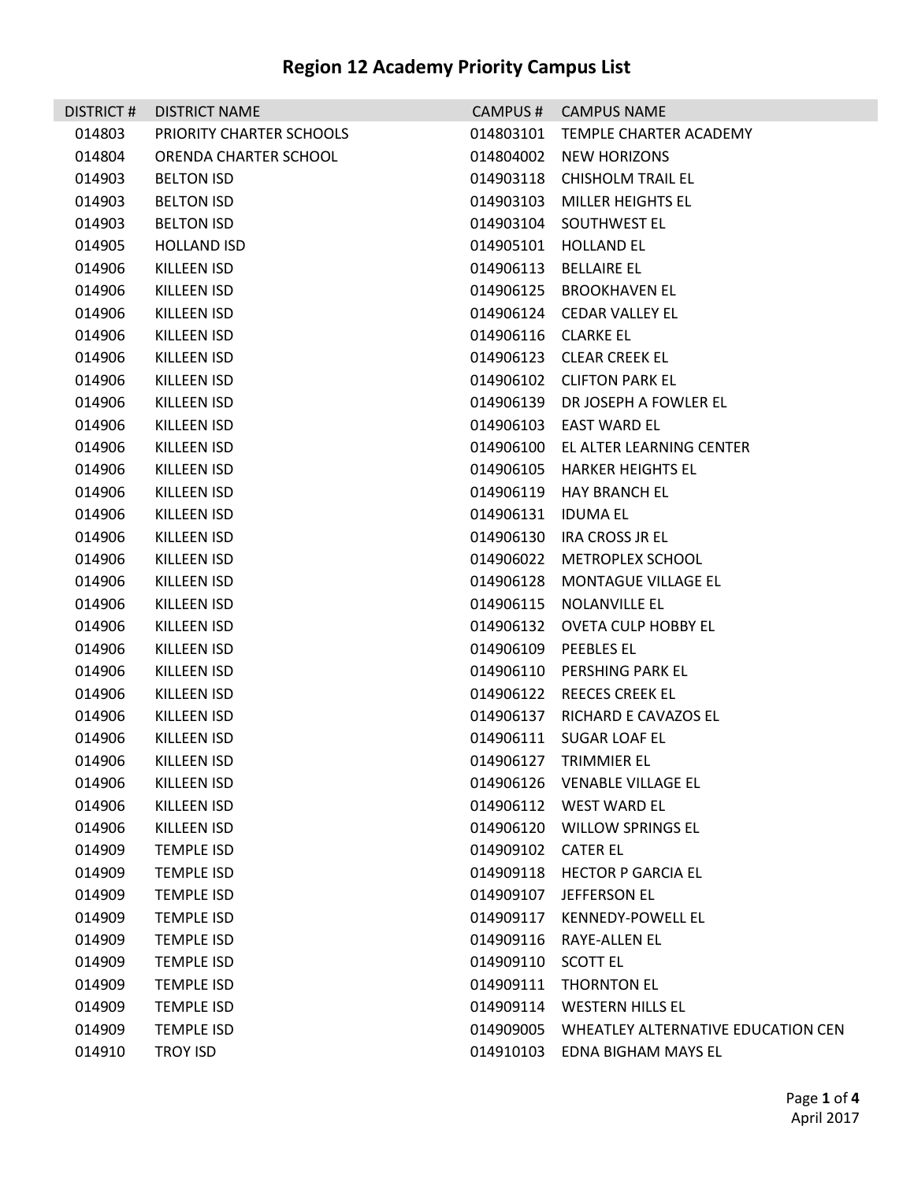# Region 12 Academy Priority Campus List

| DISTRICT # | DISTRICT NAME | CAMPUS # | CAMPUS NAME |
|---|---|---|---|
| 014803 | PRIORITY CHARTER SCHOOLS | 014803101 | TEMPLE CHARTER ACADEMY |
| 014804 | ORENDA CHARTER SCHOOL | 014804002 | NEW HORIZONS |
| 014903 | BELTON ISD | 014903118 | CHISHOLM TRAIL EL |
| 014903 | BELTON ISD | 014903103 | MILLER HEIGHTS EL |
| 014903 | BELTON ISD | 014903104 | SOUTHWEST EL |
| 014905 | HOLLAND ISD | 014905101 | HOLLAND EL |
| 014906 | KILLEEN ISD | 014906113 | BELLAIRE EL |
| 014906 | KILLEEN ISD | 014906125 | BROOKHAVEN EL |
| 014906 | KILLEEN ISD | 014906124 | CEDAR VALLEY EL |
| 014906 | KILLEEN ISD | 014906116 | CLARKE EL |
| 014906 | KILLEEN ISD | 014906123 | CLEAR CREEK EL |
| 014906 | KILLEEN ISD | 014906102 | CLIFTON PARK EL |
| 014906 | KILLEEN ISD | 014906139 | DR JOSEPH A FOWLER EL |
| 014906 | KILLEEN ISD | 014906103 | EAST WARD EL |
| 014906 | KILLEEN ISD | 014906100 | EL ALTER LEARNING CENTER |
| 014906 | KILLEEN ISD | 014906105 | HARKER HEIGHTS EL |
| 014906 | KILLEEN ISD | 014906119 | HAY BRANCH EL |
| 014906 | KILLEEN ISD | 014906131 | IDUMA EL |
| 014906 | KILLEEN ISD | 014906130 | IRA CROSS JR EL |
| 014906 | KILLEEN ISD | 014906022 | METROPLEX SCHOOL |
| 014906 | KILLEEN ISD | 014906128 | MONTAGUE VILLAGE EL |
| 014906 | KILLEEN ISD | 014906115 | NOLANVILLE EL |
| 014906 | KILLEEN ISD | 014906132 | OVETA CULP HOBBY EL |
| 014906 | KILLEEN ISD | 014906109 | PEEBLES EL |
| 014906 | KILLEEN ISD | 014906110 | PERSHING PARK EL |
| 014906 | KILLEEN ISD | 014906122 | REECES CREEK EL |
| 014906 | KILLEEN ISD | 014906137 | RICHARD E CAVAZOS EL |
| 014906 | KILLEEN ISD | 014906111 | SUGAR LOAF EL |
| 014906 | KILLEEN ISD | 014906127 | TRIMMIER EL |
| 014906 | KILLEEN ISD | 014906126 | VENABLE VILLAGE EL |
| 014906 | KILLEEN ISD | 014906112 | WEST WARD EL |
| 014906 | KILLEEN ISD | 014906120 | WILLOW SPRINGS EL |
| 014909 | TEMPLE ISD | 014909102 | CATER EL |
| 014909 | TEMPLE ISD | 014909118 | HECTOR P GARCIA EL |
| 014909 | TEMPLE ISD | 014909107 | JEFFERSON EL |
| 014909 | TEMPLE ISD | 014909117 | KENNEDY-POWELL EL |
| 014909 | TEMPLE ISD | 014909116 | RAYE-ALLEN EL |
| 014909 | TEMPLE ISD | 014909110 | SCOTT EL |
| 014909 | TEMPLE ISD | 014909111 | THORNTON EL |
| 014909 | TEMPLE ISD | 014909114 | WESTERN HILLS EL |
| 014909 | TEMPLE ISD | 014909005 | WHEATLEY ALTERNATIVE EDUCATION CEN |
| 014910 | TROY ISD | 014910103 | EDNA BIGHAM MAYS EL |

April 2017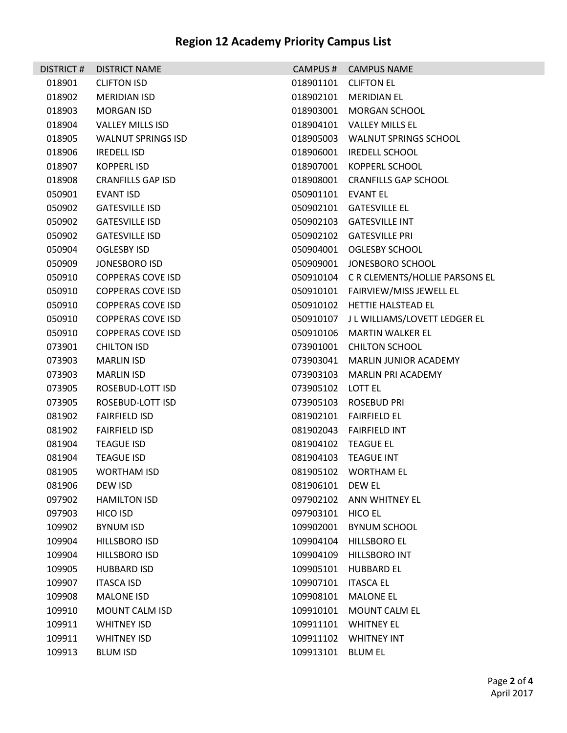# Region 12 Academy Priority Campus List

| DISTRICT # | DISTRICT NAME | CAMPUS # | CAMPUS NAME |
|---|---|---|---|
| 018901 | CLIFTON ISD | 018901101 | CLIFTON EL |
| 018902 | MERIDIAN ISD | 018902101 | MERIDIAN EL |
| 018903 | MORGAN ISD | 018903001 | MORGAN SCHOOL |
| 018904 | VALLEY MILLS ISD | 018904101 | VALLEY MILLS EL |
| 018905 | WALNUT SPRINGS ISD | 018905003 | WALNUT SPRINGS SCHOOL |
| 018906 | IREDELL ISD | 018906001 | IREDELL SCHOOL |
| 018907 | KOPPERL ISD | 018907001 | KOPPERL SCHOOL |
| 018908 | CRANFILLS GAP ISD | 018908001 | CRANFILLS GAP SCHOOL |
| 050901 | EVANT ISD | 050901101 | EVANT EL |
| 050902 | GATESVILLE ISD | 050902101 | GATESVILLE EL |
| 050902 | GATESVILLE ISD | 050902103 | GATESVILLE INT |
| 050902 | GATESVILLE ISD | 050902102 | GATESVILLE PRI |
| 050904 | OGLESBY ISD | 050904001 | OGLESBY SCHOOL |
| 050909 | JONESBORO ISD | 050909001 | JONESBORO SCHOOL |
| 050910 | COPPERAS COVE ISD | 050910104 | C R CLEMENTS/HOLLIE PARSONS EL |
| 050910 | COPPERAS COVE ISD | 050910101 | FAIRVIEW/MISS JEWELL EL |
| 050910 | COPPERAS COVE ISD | 050910102 | HETTIE HALSTEAD EL |
| 050910 | COPPERAS COVE ISD | 050910107 | J L WILLIAMS/LOVETT LEDGER EL |
| 050910 | COPPERAS COVE ISD | 050910106 | MARTIN WALKER EL |
| 073901 | CHILTON ISD | 073901001 | CHILTON SCHOOL |
| 073903 | MARLIN ISD | 073903041 | MARLIN JUNIOR ACADEMY |
| 073903 | MARLIN ISD | 073903103 | MARLIN PRI ACADEMY |
| 073905 | ROSEBUD-LOTT ISD | 073905102 | LOTT EL |
| 073905 | ROSEBUD-LOTT ISD | 073905103 | ROSEBUD PRI |
| 081902 | FAIRFIELD ISD | 081902101 | FAIRFIELD EL |
| 081902 | FAIRFIELD ISD | 081902043 | FAIRFIELD INT |
| 081904 | TEAGUE ISD | 081904102 | TEAGUE EL |
| 081904 | TEAGUE ISD | 081904103 | TEAGUE INT |
| 081905 | WORTHAM ISD | 081905102 | WORTHAM EL |
| 081906 | DEW ISD | 081906101 | DEW EL |
| 097902 | HAMILTON ISD | 097902102 | ANN WHITNEY EL |
| 097903 | HICO ISD | 097903101 | HICO EL |
| 109902 | BYNUM ISD | 109902001 | BYNUM SCHOOL |
| 109904 | HILLSBORO ISD | 109904104 | HILLSBORO EL |
| 109904 | HILLSBORO ISD | 109904109 | HILLSBORO INT |
| 109905 | HUBBARD ISD | 109905101 | HUBBARD EL |
| 109907 | ITASCA ISD | 109907101 | ITASCA EL |
| 109908 | MALONE ISD | 109908101 | MALONE EL |
| 109910 | MOUNT CALM ISD | 109910101 | MOUNT CALM EL |
| 109911 | WHITNEY ISD | 109911101 | WHITNEY EL |
| 109911 | WHITNEY ISD | 109911102 | WHITNEY INT |
| 109913 | BLUM ISD | 109913101 | BLUM EL |

April 2017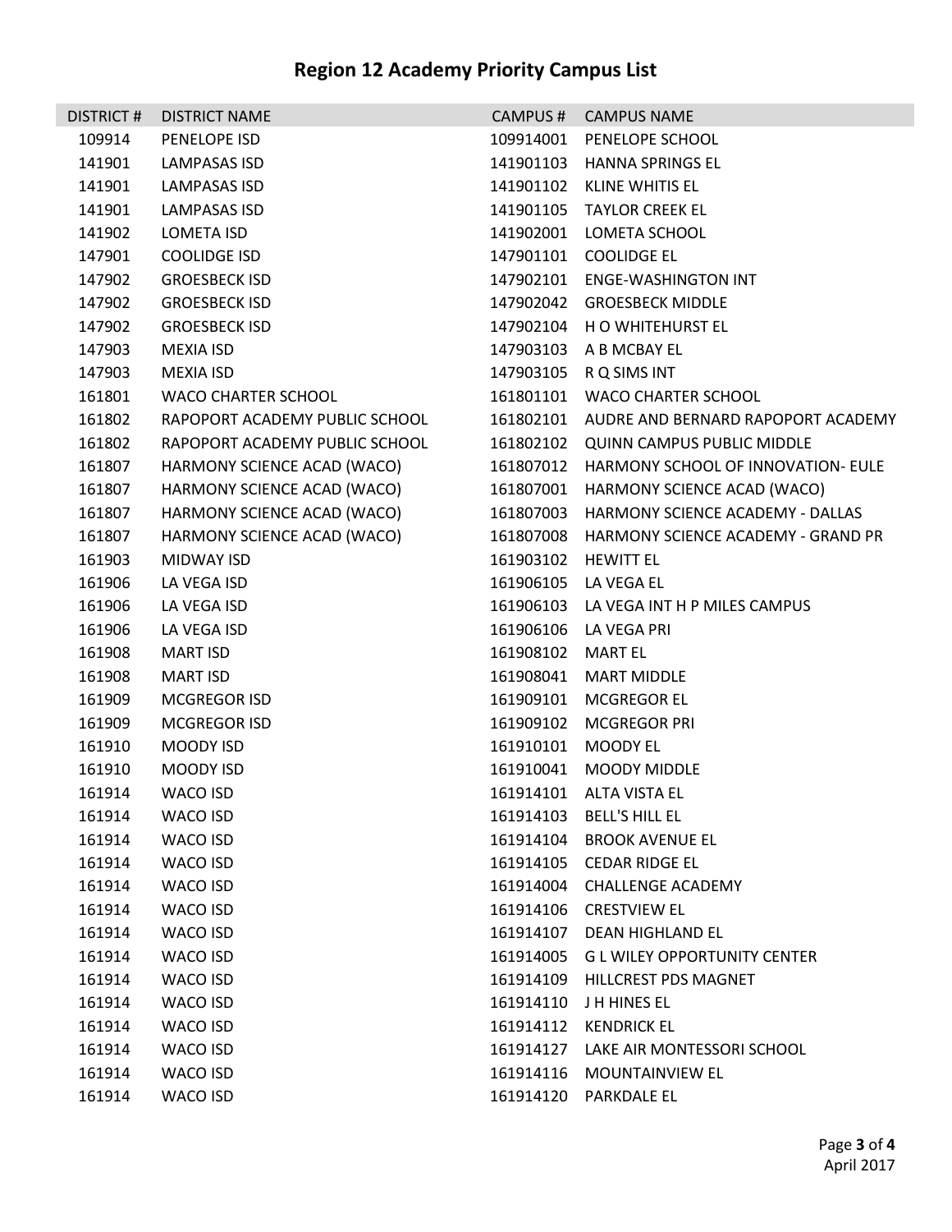# Region 12 Academy Priority Campus List

| DISTRICT # | DISTRICT NAME | CAMPUS # | CAMPUS NAME |
|---|---|---|---|
| 109914 | PENELOPE ISD | 109914001 | PENELOPE SCHOOL |
| 141901 | LAMPASAS ISD | 141901103 | HANNA SPRINGS EL |
| 141901 | LAMPASAS ISD | 141901102 | KLINE WHITIS EL |
| 141901 | LAMPASAS ISD | 141901105 | TAYLOR CREEK EL |
| 141902 | LOMETA ISD | 141902001 | LOMETA SCHOOL |
| 147901 | COOLIDGE ISD | 147901101 | COOLIDGE EL |
| 147902 | GROESBECK ISD | 147902101 | ENGE-WASHINGTON INT |
| 147902 | GROESBECK ISD | 147902042 | GROESBECK MIDDLE |
| 147902 | GROESBECK ISD | 147902104 | H O WHITEHURST EL |
| 147903 | MEXIA ISD | 147903103 | A B MCBAY EL |
| 147903 | MEXIA ISD | 147903105 | R Q SIMS INT |
| 161801 | WACO CHARTER SCHOOL | 161801101 | WACO CHARTER SCHOOL |
| 161802 | RAPOPORT ACADEMY PUBLIC SCHOOL | 161802101 | AUDRE AND BERNARD RAPOPORT ACADEMY |
| 161802 | RAPOPORT ACADEMY PUBLIC SCHOOL | 161802102 | QUINN CAMPUS PUBLIC MIDDLE |
| 161807 | HARMONY SCIENCE ACAD (WACO) | 161807012 | HARMONY SCHOOL OF INNOVATION- EULE |
| 161807 | HARMONY SCIENCE ACAD (WACO) | 161807001 | HARMONY SCIENCE ACAD (WACO) |
| 161807 | HARMONY SCIENCE ACAD (WACO) | 161807003 | HARMONY SCIENCE ACADEMY - DALLAS |
| 161807 | HARMONY SCIENCE ACAD (WACO) | 161807008 | HARMONY SCIENCE ACADEMY - GRAND PR |
| 161903 | MIDWAY ISD | 161903102 | HEWITT EL |
| 161906 | LA VEGA ISD | 161906105 | LA VEGA EL |
| 161906 | LA VEGA ISD | 161906103 | LA VEGA INT H P MILES CAMPUS |
| 161906 | LA VEGA ISD | 161906106 | LA VEGA PRI |
| 161908 | MART ISD | 161908102 | MART EL |
| 161908 | MART ISD | 161908041 | MART MIDDLE |
| 161909 | MCGREGOR ISD | 161909101 | MCGREGOR EL |
| 161909 | MCGREGOR ISD | 161909102 | MCGREGOR PRI |
| 161910 | MOODY ISD | 161910101 | MOODY EL |
| 161910 | MOODY ISD | 161910041 | MOODY MIDDLE |
| 161914 | WACO ISD | 161914101 | ALTA VISTA EL |
| 161914 | WACO ISD | 161914103 | BELL'S HILL EL |
| 161914 | WACO ISD | 161914104 | BROOK AVENUE EL |
| 161914 | WACO ISD | 161914105 | CEDAR RIDGE EL |
| 161914 | WACO ISD | 161914004 | CHALLENGE ACADEMY |
| 161914 | WACO ISD | 161914106 | CRESTVIEW EL |
| 161914 | WACO ISD | 161914107 | DEAN HIGHLAND EL |
| 161914 | WACO ISD | 161914005 | G L WILEY OPPORTUNITY CENTER |
| 161914 | WACO ISD | 161914109 | HILLCREST PDS MAGNET |
| 161914 | WACO ISD | 161914110 | J H HINES EL |
| 161914 | WACO ISD | 161914112 | KENDRICK EL |
| 161914 | WACO ISD | 161914127 | LAKE AIR MONTESSORI SCHOOL |
| 161914 | WACO ISD | 161914116 | MOUNTAINVIEW EL |
| 161914 | WACO ISD | 161914120 | PARKDALE EL |

April 2017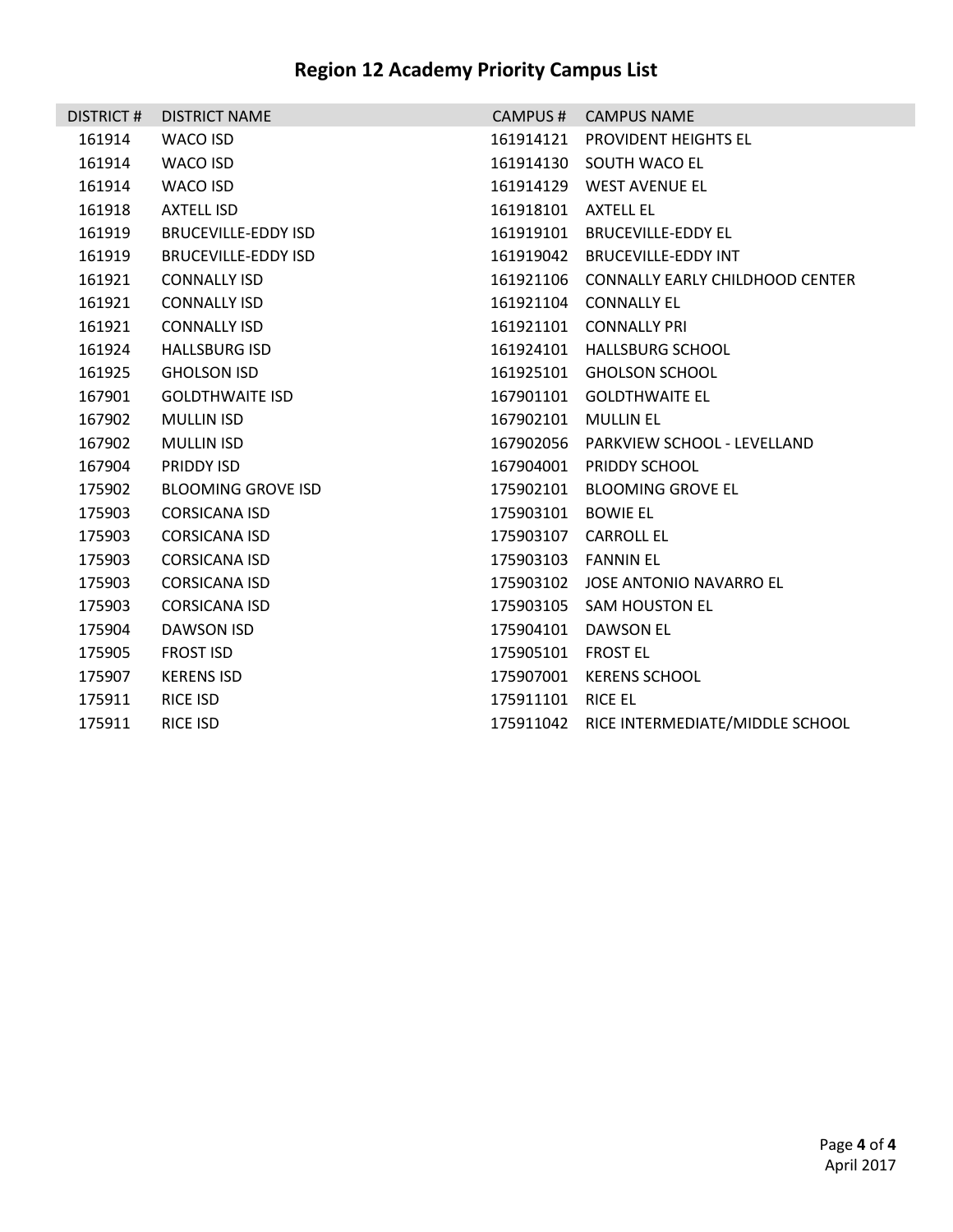# Region 12 Academy Priority Campus List

| DISTRICT # | DISTRICT NAME | CAMPUS # | CAMPUS NAME |
|---|---|---|---|
| 161914 | WACO ISD | 161914121 | PROVIDENT HEIGHTS EL |
| 161914 | WACO ISD | 161914130 | SOUTH WACO EL |
| 161914 | WACO ISD | 161914129 | WEST AVENUE EL |
| 161918 | AXTELL ISD | 161918101 | AXTELL EL |
| 161919 | BRUCEVILLE-EDDY ISD | 161919101 | BRUCEVILLE-EDDY EL |
| 161919 | BRUCEVILLE-EDDY ISD | 161919042 | BRUCEVILLE-EDDY INT |
| 161921 | CONNALLY ISD | 161921106 | CONNALLY EARLY CHILDHOOD CENTER |
| 161921 | CONNALLY ISD | 161921104 | CONNALLY EL |
| 161921 | CONNALLY ISD | 161921101 | CONNALLY PRI |
| 161924 | HALLSBURG ISD | 161924101 | HALLSBURG SCHOOL |
| 161925 | GHOLSON ISD | 161925101 | GHOLSON SCHOOL |
| 167901 | GOLDTHWAITE ISD | 167901101 | GOLDTHWAITE EL |
| 167902 | MULLIN ISD | 167902101 | MULLIN EL |
| 167902 | MULLIN ISD | 167902056 | PARKVIEW SCHOOL - LEVELLAND |
| 167904 | PRIDDY ISD | 167904001 | PRIDDY SCHOOL |
| 175902 | BLOOMING GROVE ISD | 175902101 | BLOOMING GROVE EL |
| 175903 | CORSICANA ISD | 175903101 | BOWIE EL |
| 175903 | CORSICANA ISD | 175903107 | CARROLL EL |
| 175903 | CORSICANA ISD | 175903103 | FANNIN EL |
| 175903 | CORSICANA ISD | 175903102 | JOSE ANTONIO NAVARRO EL |
| 175903 | CORSICANA ISD | 175903105 | SAM HOUSTON EL |
| 175904 | DAWSON ISD | 175904101 | DAWSON EL |
| 175905 | FROST ISD | 175905101 | FROST EL |
| 175907 | KERENS ISD | 175907001 | KERENS SCHOOL |
| 175911 | RICE ISD | 175911101 | RICE EL |
| 175911 | RICE ISD | 175911042 | RICE INTERMEDIATE/MIDDLE SCHOOL |

April 2017